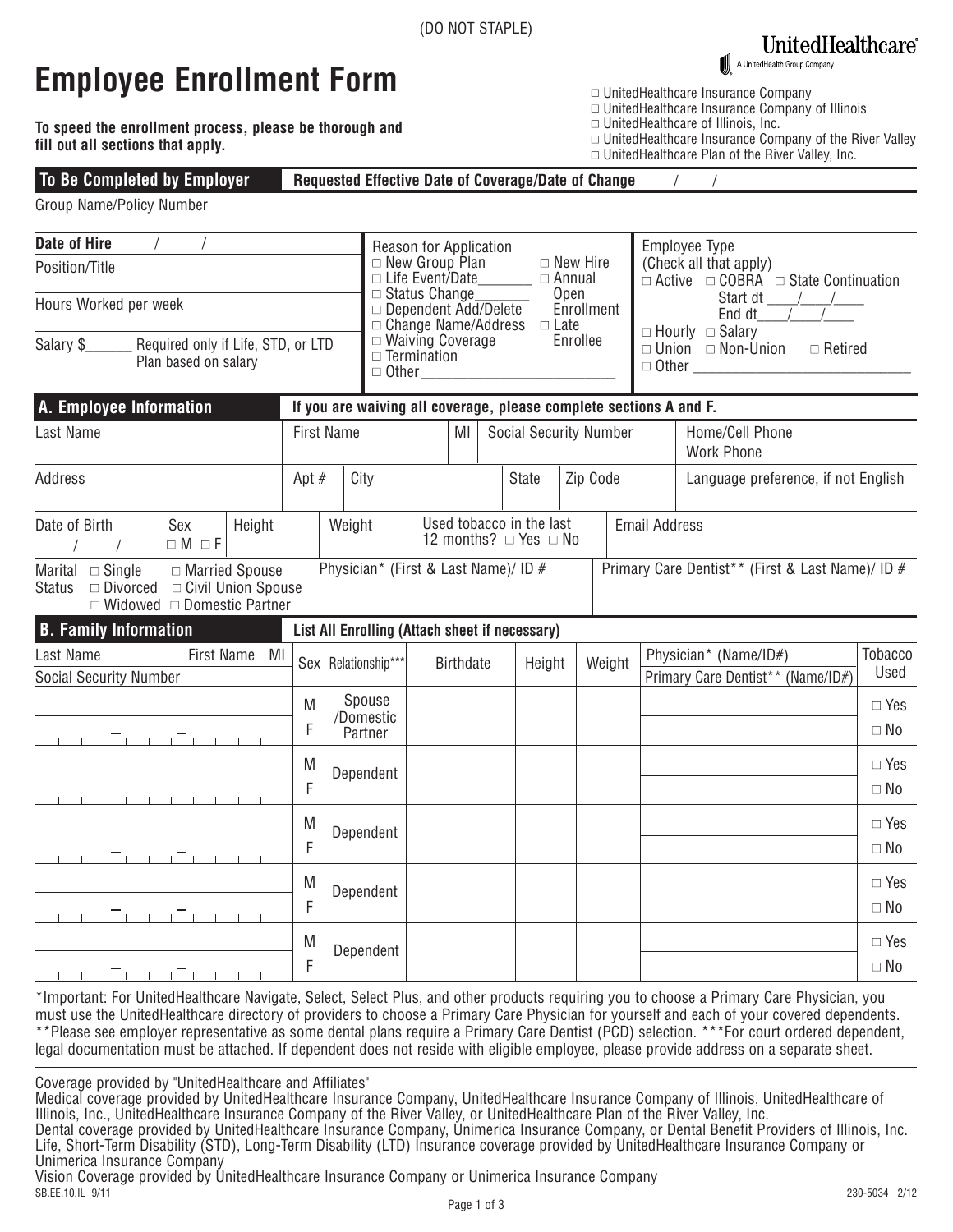(DO NOT STAPLE)

UnitedHealthcare
A UnitedHealth Group Company

# Employee Enrollment Form

**To speed the enrollment process, please be thorough and fill out all sections that apply.**

- ☐ UnitedHealthcare Insurance Company
- ☐ UnitedHealthcare Insurance Company of Illinois
- ☐ UnitedHealthcare of Illinois, Inc.
- ☐ UnitedHealthcare Insurance Company of the River Valley
- ☐ UnitedHealthcare Plan of the River Valley, Inc.

## To Be Completed by Employer

**Requested Effective Date of Coverage/Date of Change** / /

Group Name/Policy Number

**Date of Hire** / /

Position/Title

Hours Worked per week

Salary $______ Required only if Life, STD, or LTD Plan based on salary

Reason for Application
- ☐ New Group Plan
- ☐ Life Event/Date_______
- ☐ Status Change_______
- ☐ Dependent Add/Delete
- ☐ Change Name/Address
- ☐ Waiving Coverage
- ☐ Termination
- ☐ Other_______________________
- ☐ New Hire
- ☐ Annual Open Enrollment
- ☐ Late Enrollee

Employee Type (Check all that apply)
- ☐ Active ☐ COBRA ☐ State Continuation Start dt ____/____/____ End dt____/____/____
- ☐ Hourly ☐ Salary
- ☐ Union ☐ Non-Union ☐ Retired
- ☐ Other ____________________________

## A. Employee Information

**If you are waiving all coverage, please complete sections A and F.**

| Last Name | First Name | MI | Social Security Number | Home/Cell Phone<br>Work Phone |
|---|---|---|---|---|
| | | | | |

| Address | Apt # | City | State | Zip Code | Language preference, if not English |
|---|---|---|---|---|---|
| | | | | | |

| Date of Birth | Sex | Height | Weight | Used tobacco in the last 12 months? | Email Address |
|---|---|---|---|---|---|
| / / | ☐ M ☐ F | | | ☐ Yes ☐ No | |

| Marital Status | Physician* (First & Last Name)/ ID # | Primary Care Dentist** (First & Last Name)/ ID # |
|---|---|---|
| ☐ Single ☐ Married Spouse ☐ Divorced ☐ Civil Union Spouse ☐ Widowed ☐ Domestic Partner | | |

## B. Family Information

**List All Enrolling (Attach sheet if necessary)**

| Last Name / First Name / MI<br>Social Security Number | Sex | Relationship*** | Birthdate | Height | Weight | Physician* (Name/ID#)<br>Primary Care Dentist** (Name/ID#) | Tobacco Used |
|---|---|---|---|---|---|---|---|
| | M / F | Spouse /Domestic Partner | | | | | ☐ Yes ☐ No |
| | M / F | Dependent | | | | | ☐ Yes ☐ No |
| | M / F | Dependent | | | | | ☐ Yes ☐ No |
| | M / F | Dependent | | | | | ☐ Yes ☐ No |
| | M / F | Dependent | | | | | ☐ Yes ☐ No |

*Important: For UnitedHealthcare Navigate, Select, Select Plus, and other products requiring you to choose a Primary Care Physician, you must use the UnitedHealthcare directory of providers to choose a Primary Care Physician for yourself and each of your covered dependents. **Please see employer representative as some dental plans require a Primary Care Dentist (PCD) selection. ***For court ordered dependent, legal documentation must be attached. If dependent does not reside with eligible employee, please provide address on a separate sheet.

Coverage provided by "UnitedHealthcare and Affiliates"
Medical coverage provided by UnitedHealthcare Insurance Company, UnitedHealthcare Insurance Company of Illinois, UnitedHealthcare of Illinois, Inc., UnitedHealthcare Insurance Company of the River Valley, or UnitedHealthcare Plan of the River Valley, Inc.
Dental coverage provided by UnitedHealthcare Insurance Company, Unimerica Insurance Company, or Dental Benefit Providers of Illinois, Inc.
Life, Short-Term Disability (STD), Long-Term Disability (LTD) Insurance coverage provided by UnitedHealthcare Insurance Company or Unimerica Insurance Company
Vision Coverage provided by UnitedHealthcare Insurance Company or Unimerica Insurance Company

SB.EE.10.IL 9/11 230-5034 2/12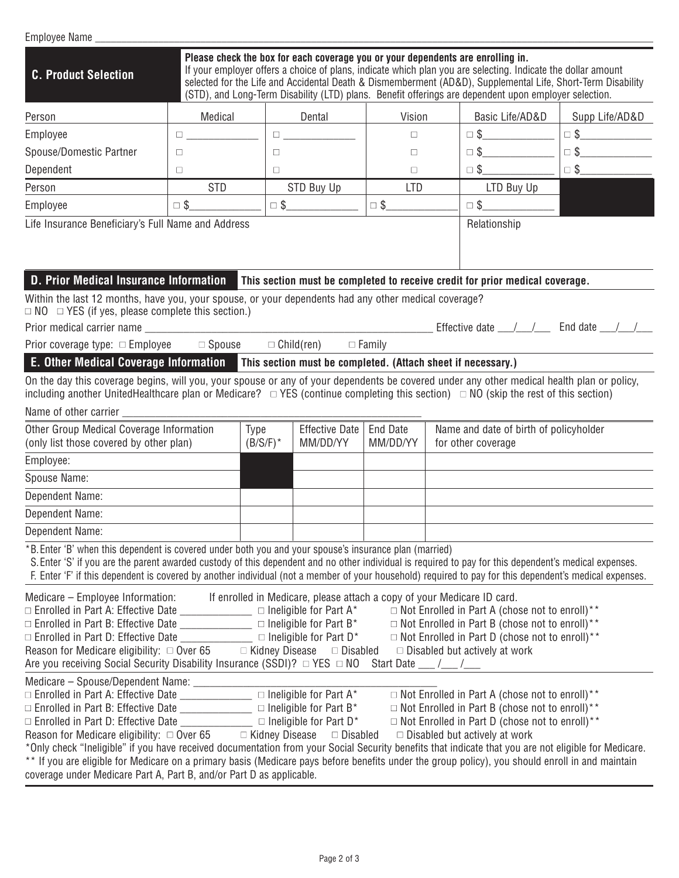Employee Name ___________________________________________

## C. Product Selection

**Please check the box for each coverage you or your dependents are enrolling in.**
If your employer offers a choice of plans, indicate which plan you are selecting. Indicate the dollar amount selected for the Life and Accidental Death & Dismemberment (AD&D), Supplemental Life, Short-Term Disability (STD), and Long-Term Disability (LTD) plans. Benefit offerings are dependent upon employer selection.

| Person | Medical | Dental | Vision | Basic Life/AD&D | Supp Life/AD&D |
|---|---|---|---|---|---|
| Employee | □ ________ | □ ________ | □ | □ $________ | □ $________ |
| Spouse/Domestic Partner | □ | □ | □ | □ $________ | □ $________ |
| Dependent | □ | □ | □ | □ $________ | □ $________ |
| **Person** | **STD** | **STD Buy Up** | **LTD** | **LTD Buy Up** | |
| Employee | □ $________ | □ $________ | □ $________ | □ $________ | |

| Life Insurance Beneficiary's Full Name and Address | Relationship |
|---|---|
| | |

## D. Prior Medical Insurance Information

**This section must be completed to receive credit for prior medical coverage.**

Within the last 12 months, have you, your spouse, or your dependents had any other medical coverage?
□ NO □ YES (if yes, please complete this section.)

Prior medical carrier name ________________________________ Effective date ___/___/___ End date ___/___/___

Prior coverage type: □ Employee □ Spouse □ Child(ren) □ Family

## E. Other Medical Coverage Information

**This section must be completed. (Attach sheet if necessary.)**

On the day this coverage begins, will you, your spouse or any of your dependents be covered under any other medical health plan or policy, including another UnitedHealthcare plan or Medicare? □ YES (continue completing this section) □ NO (skip the rest of this section)

Name of other carrier ________________________________

| Other Group Medical Coverage Information (only list those covered by other plan) | Type (B/S/F)* | Effective Date MM/DD/YY | End Date MM/DD/YY | Name and date of birth of policyholder for other coverage |
|---|---|---|---|---|
| Employee: | | | | |
| Spouse Name: | | | | |
| Dependent Name: | | | | |
| Dependent Name: | | | | |
| Dependent Name: | | | | |

*B. Enter 'B' when this dependent is covered under both you and your spouse's insurance plan (married)
S. Enter 'S' if you are the parent awarded custody of this dependent and no other individual is required to pay for this dependent's medical expenses.
F. Enter 'F' if this dependent is covered by another individual (not a member of your household) required to pay for this dependent's medical expenses.

Medicare – Employee Information: If enrolled in Medicare, please attach a copy of your Medicare ID card.
□ Enrolled in Part A: Effective Date __________ □ Ineligible for Part A* □ Not Enrolled in Part A (chose not to enroll)**
□ Enrolled in Part B: Effective Date __________ □ Ineligible for Part B* □ Not Enrolled in Part B (chose not to enroll)**
□ Enrolled in Part D: Effective Date __________ □ Ineligible for Part D* □ Not Enrolled in Part D (chose not to enroll)**
Reason for Medicare eligibility: □ Over 65 □ Kidney Disease □ Disabled □ Disabled but actively at work
Are you receiving Social Security Disability Insurance (SSDI)? □ YES □ NO Start Date ___/___/___

Medicare – Spouse/Dependent Name: ________________________________
□ Enrolled in Part A: Effective Date __________ □ Ineligible for Part A* □ Not Enrolled in Part A (chose not to enroll)**
□ Enrolled in Part B: Effective Date __________ □ Ineligible for Part B* □ Not Enrolled in Part B (chose not to enroll)**
□ Enrolled in Part D: Effective Date __________ □ Ineligible for Part D* □ Not Enrolled in Part D (chose not to enroll)**
Reason for Medicare eligibility: □ Over 65 □ Kidney Disease □ Disabled □ Disabled but actively at work

*Only check "Ineligible" if you have received documentation from your Social Security benefits that indicate that you are not eligible for Medicare.
** If you are eligible for Medicare on a primary basis (Medicare pays before benefits under the group policy), you should enroll in and maintain coverage under Medicare Part A, Part B, and/or Part D as applicable.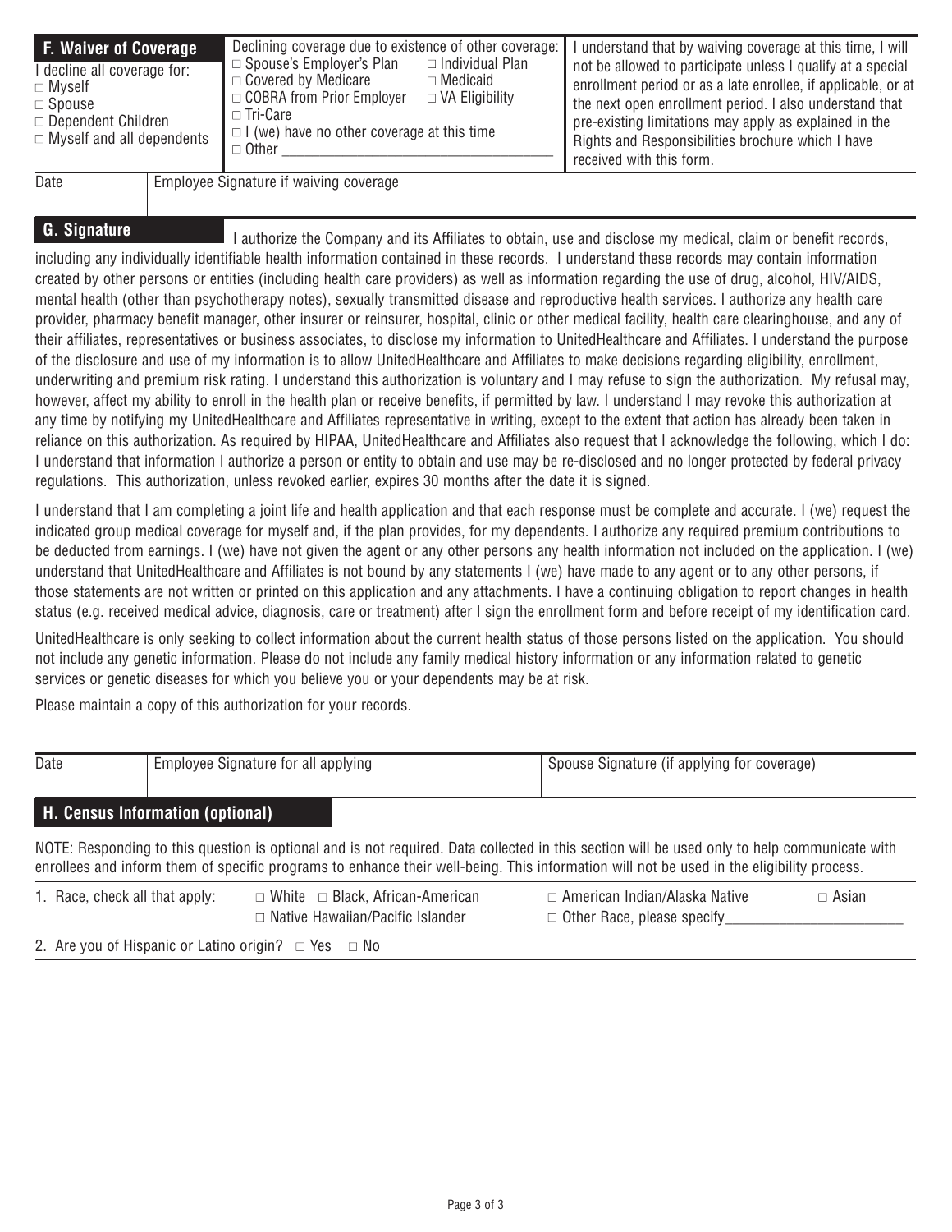## F. Waiver of Coverage

I decline all coverage for:
- □ Myself
- □ Spouse
- □ Dependent Children
- □ Myself and all dependents

Declining coverage due to existence of other coverage:
- □ Spouse's Employer's Plan
- □ Individual Plan
- □ Covered by Medicare
- □ Medicaid
- □ COBRA from Prior Employer
- □ VA Eligibility
- □ Tri-Care
- □ I (we) have no other coverage at this time
- □ Other ___________________________________

I understand that by waiving coverage at this time, I will not be allowed to participate unless I qualify at a special enrollment period or as a late enrollee, if applicable, or at the next open enrollment period. I also understand that pre-existing limitations may apply as explained in the Rights and Responsibilities brochure which I have received with this form.

| Date | Employee Signature if waiving coverage |
|---|---|
| | |

## G. Signature

I authorize the Company and its Affiliates to obtain, use and disclose my medical, claim or benefit records, including any individually identifiable health information contained in these records. I understand these records may contain information created by other persons or entities (including health care providers) as well as information regarding the use of drug, alcohol, HIV/AIDS, mental health (other than psychotherapy notes), sexually transmitted disease and reproductive health services. I authorize any health care provider, pharmacy benefit manager, other insurer or reinsurer, hospital, clinic or other medical facility, health care clearinghouse, and any of their affiliates, representatives or business associates, to disclose my information to UnitedHealthcare and Affiliates. I understand the purpose of the disclosure and use of my information is to allow UnitedHealthcare and Affiliates to make decisions regarding eligibility, enrollment, underwriting and premium risk rating. I understand this authorization is voluntary and I may refuse to sign the authorization. My refusal may, however, affect my ability to enroll in the health plan or receive benefits, if permitted by law. I understand I may revoke this authorization at any time by notifying my UnitedHealthcare and Affiliates representative in writing, except to the extent that action has already been taken in reliance on this authorization. As required by HIPAA, UnitedHealthcare and Affiliates also request that I acknowledge the following, which I do: I understand that information I authorize a person or entity to obtain and use may be re-disclosed and no longer protected by federal privacy regulations. This authorization, unless revoked earlier, expires 30 months after the date it is signed.

I understand that I am completing a joint life and health application and that each response must be complete and accurate. I (we) request the indicated group medical coverage for myself and, if the plan provides, for my dependents. I authorize any required premium contributions to be deducted from earnings. I (we) have not given the agent or any other persons any health information not included on the application. I (we) understand that UnitedHealthcare and Affiliates is not bound by any statements I (we) have made to any agent or to any other persons, if those statements are not written or printed on this application and any attachments. I have a continuing obligation to report changes in health status (e.g. received medical advice, diagnosis, care or treatment) after I sign the enrollment form and before receipt of my identification card.

UnitedHealthcare is only seeking to collect information about the current health status of those persons listed on the application. You should not include any genetic information. Please do not include any family medical history information or any information related to genetic services or genetic diseases for which you believe you or your dependents may be at risk.

Please maintain a copy of this authorization for your records.

| Date | Employee Signature for all applying | Spouse Signature (if applying for coverage) |
|---|---|---|
| | | |

## H. Census Information (optional)

NOTE: Responding to this question is optional and is not required. Data collected in this section will be used only to help communicate with enrollees and inform them of specific programs to enhance their well-being. This information will not be used in the eligibility process.

1. Race, check all that apply: □ White □ Black, African-American □ Native Hawaiian/Pacific Islander □ American Indian/Alaska Native □ Other Race, please specify______________________ □ Asian

2. Are you of Hispanic or Latino origin? □ Yes □ No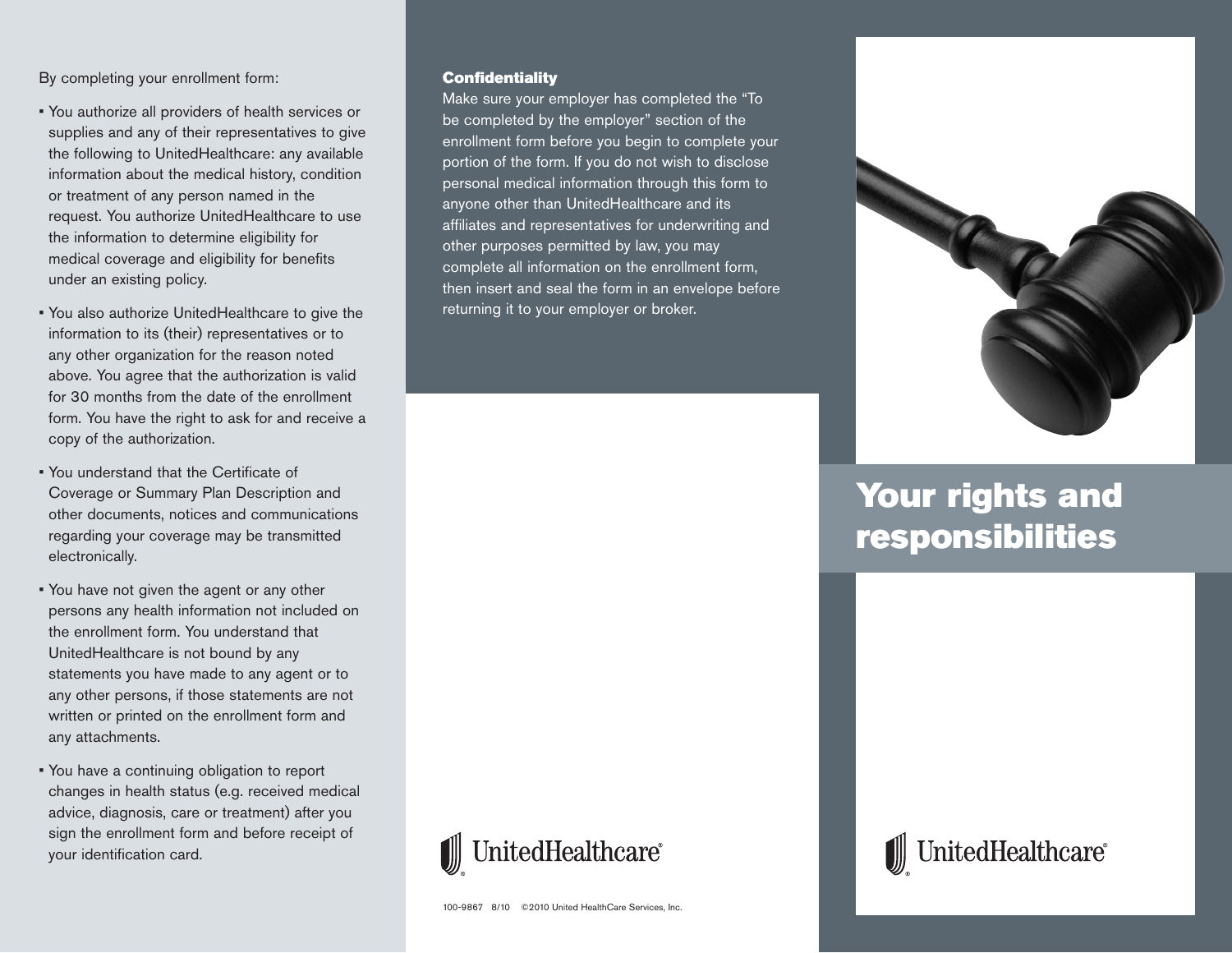By completing your enrollment form:

- You authorize all providers of health services or supplies and any of their representatives to give the following to UnitedHealthcare: any available information about the medical history, condition or treatment of any person named in the request. You authorize UnitedHealthcare to use the information to determine eligibility for medical coverage and eligibility for benefits under an existing policy.
- You also authorize UnitedHealthcare to give the information to its (their) representatives or to any other organization for the reason noted above. You agree that the authorization is valid for 30 months from the date of the enrollment form. You have the right to ask for and receive a copy of the authorization.
- You understand that the Certificate of Coverage or Summary Plan Description and other documents, notices and communications regarding your coverage may be transmitted electronically.
- You have not given the agent or any other persons any health information not included on the enrollment form. You understand that UnitedHealthcare is not bound by any statements you have made to any agent or to any other persons, if those statements are not written or printed on the enrollment form and any attachments.
- You have a continuing obligation to report changes in health status (e.g. received medical advice, diagnosis, care or treatment) after you sign the enrollment form and before receipt of your identification card.

**Confidentiality**

Make sure your employer has completed the "To be completed by the employer" section of the enrollment form before you begin to complete your portion of the form. If you do not wish to disclose personal medical information through this form to anyone other than UnitedHealthcare and its affiliates and representatives for underwriting and other purposes permitted by law, you may complete all information on the enrollment form, then insert and seal the form in an envelope before returning it to your employer or broker.

UnitedHealthcare®

100-9867 8/10 ©2010 United HealthCare Services, Inc.

# Your rights and responsibilities

UnitedHealthcare®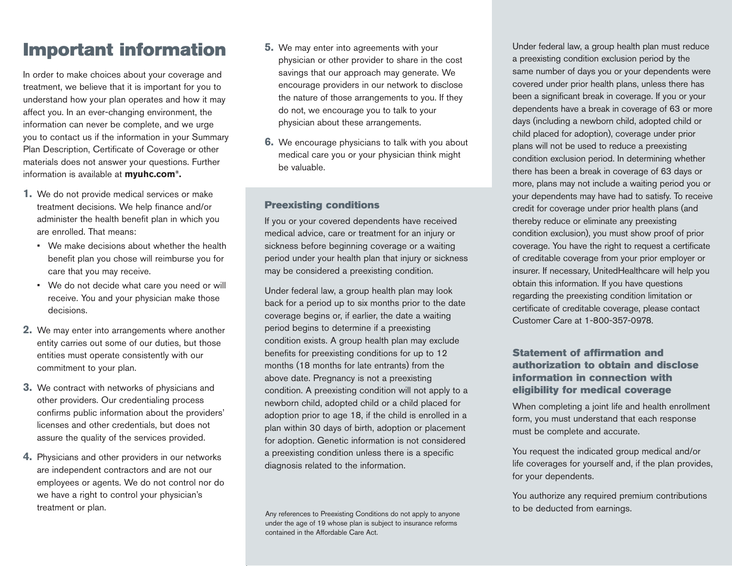# Important information

In order to make choices about your coverage and treatment, we believe that it is important for you to understand how your plan operates and how it may affect you. In an ever-changing environment, the information can never be complete, and we urge you to contact us if the information in your Summary Plan Description, Certificate of Coverage or other materials does not answer your questions. Further information is available at **myuhc.com®.**

1. We do not provide medical services or make treatment decisions. We help finance and/or administer the health benefit plan in which you are enrolled. That means:
   - We make decisions about whether the health benefit plan you chose will reimburse you for care that you may receive.
   - We do not decide what care you need or will receive. You and your physician make those decisions.
2. We may enter into arrangements where another entity carries out some of our duties, but those entities must operate consistently with our commitment to your plan.
3. We contract with networks of physicians and other providers. Our credentialing process confirms public information about the providers' licenses and other credentials, but does not assure the quality of the services provided.
4. Physicians and other providers in our networks are independent contractors and are not our employees or agents. We do not control nor do we have a right to control your physician's treatment or plan.
5. We may enter into agreements with your physician or other provider to share in the cost savings that our approach may generate. We encourage providers in our network to disclose the nature of those arrangements to you. If they do not, we encourage you to talk to your physician about these arrangements.
6. We encourage physicians to talk with you about medical care you or your physician think might be valuable.

### Preexisting conditions

If you or your covered dependents have received medical advice, care or treatment for an injury or sickness before beginning coverage or a waiting period under your health plan that injury or sickness may be considered a preexisting condition.

Under federal law, a group health plan may look back for a period up to six months prior to the date coverage begins or, if earlier, the date a waiting period begins to determine if a preexisting condition exists. A group health plan may exclude benefits for preexisting conditions for up to 12 months (18 months for late entrants) from the above date. Pregnancy is not a preexisting condition. A preexisting condition will not apply to a newborn child, adopted child or a child placed for adoption prior to age 18, if the child is enrolled in a plan within 30 days of birth, adoption or placement for adoption. Genetic information is not considered a preexisting condition unless there is a specific diagnosis related to the information.

Any references to Preexisting Conditions do not apply to anyone under the age of 19 whose plan is subject to insurance reforms contained in the Affordable Care Act.

Under federal law, a group health plan must reduce a preexisting condition exclusion period by the same number of days you or your dependents were covered under prior health plans, unless there has been a significant break in coverage. If you or your dependents have a break in coverage of 63 or more days (including a newborn child, adopted child or child placed for adoption), coverage under prior plans will not be used to reduce a preexisting condition exclusion period. In determining whether there has been a break in coverage of 63 days or more, plans may not include a waiting period you or your dependents may have had to satisfy. To receive credit for coverage under prior health plans (and thereby reduce or eliminate any preexisting condition exclusion), you must show proof of prior coverage. You have the right to request a certificate of creditable coverage from your prior employer or insurer. If necessary, UnitedHealthcare will help you obtain this information. If you have questions regarding the preexisting condition limitation or certificate of creditable coverage, please contact Customer Care at 1-800-357-0978.

### Statement of affirmation and authorization to obtain and disclose information in connection with eligibility for medical coverage

When completing a joint life and health enrollment form, you must understand that each response must be complete and accurate.

You request the indicated group medical and/or life coverages for yourself and, if the plan provides, for your dependents.

You authorize any required premium contributions to be deducted from earnings.